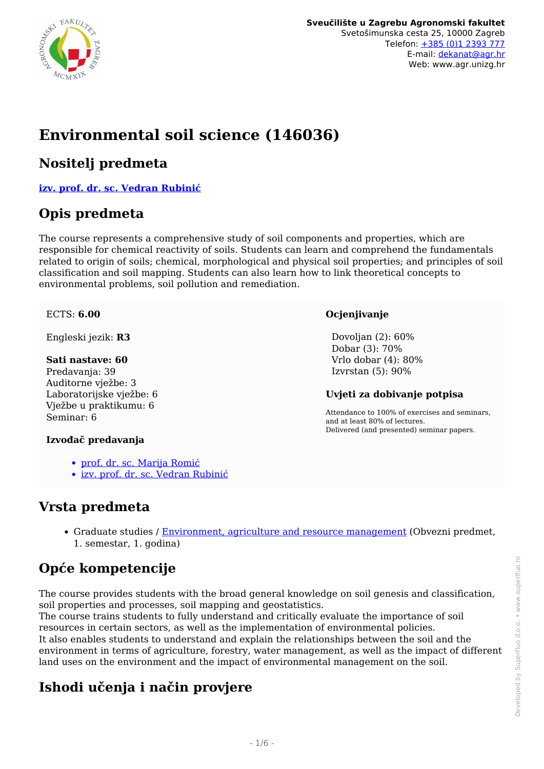**Sveučilište u Zagrebu Agronomski fakultet**
Svetošimunska cesta 25, 10000 Zagreb
Telefon: +385 (0)1 2393 777
E-mail: dekanat@agr.hr
Web: www.agr.unizg.hr

# Environmental soil science (146036)

## Nositelj predmeta

**izv. prof. dr. sc. Vedran Rubinić**

## Opis predmeta

The course represents a comprehensive study of soil components and properties, which are responsible for chemical reactivity of soils. Students can learn and comprehend the fundamentals related to origin of soils; chemical, morphological and physical soil properties; and principles of soil classification and soil mapping. Students can also learn how to link theoretical concepts to environmental problems, soil pollution and remediation.

ECTS: **6.00**

Engleski jezik: **R3**

**Sati nastave: 60**
Predavanja: 39
Auditorne vježbe: 3
Laboratorijske vježbe: 6
Vježbe u praktikumu: 6
Seminar: 6

**Izvođač predavanja**

- prof. dr. sc. Marija Romić
- izv. prof. dr. sc. Vedran Rubinić

**Ocjenjivanje**

Dovoljan (2): 60%
Dobar (3): 70%
Vrlo dobar (4): 80%
Izvrstan (5): 90%

**Uvjeti za dobivanje potpisa**

Attendance to 100% of exercises and seminars, and at least 80% of lectures.
Delivered (and presented) seminar papers.

## Vrsta predmeta

- Graduate studies / Environment, agriculture and resource management (Obvezni predmet, 1. semestar, 1. godina)

## Opće kompetencije

The course provides students with the broad general knowledge on soil genesis and classification, soil properties and processes, soil mapping and geostatistics.
The course trains students to fully understand and critically evaluate the importance of soil resources in certain sectors, as well as the implementation of environmental policies.
It also enables students to understand and explain the relationships between the soil and the environment in terms of agriculture, forestry, water management, as well as the impact of different land uses on the environment and the impact of environmental management on the soil.

## Ishodi učenja i način provjere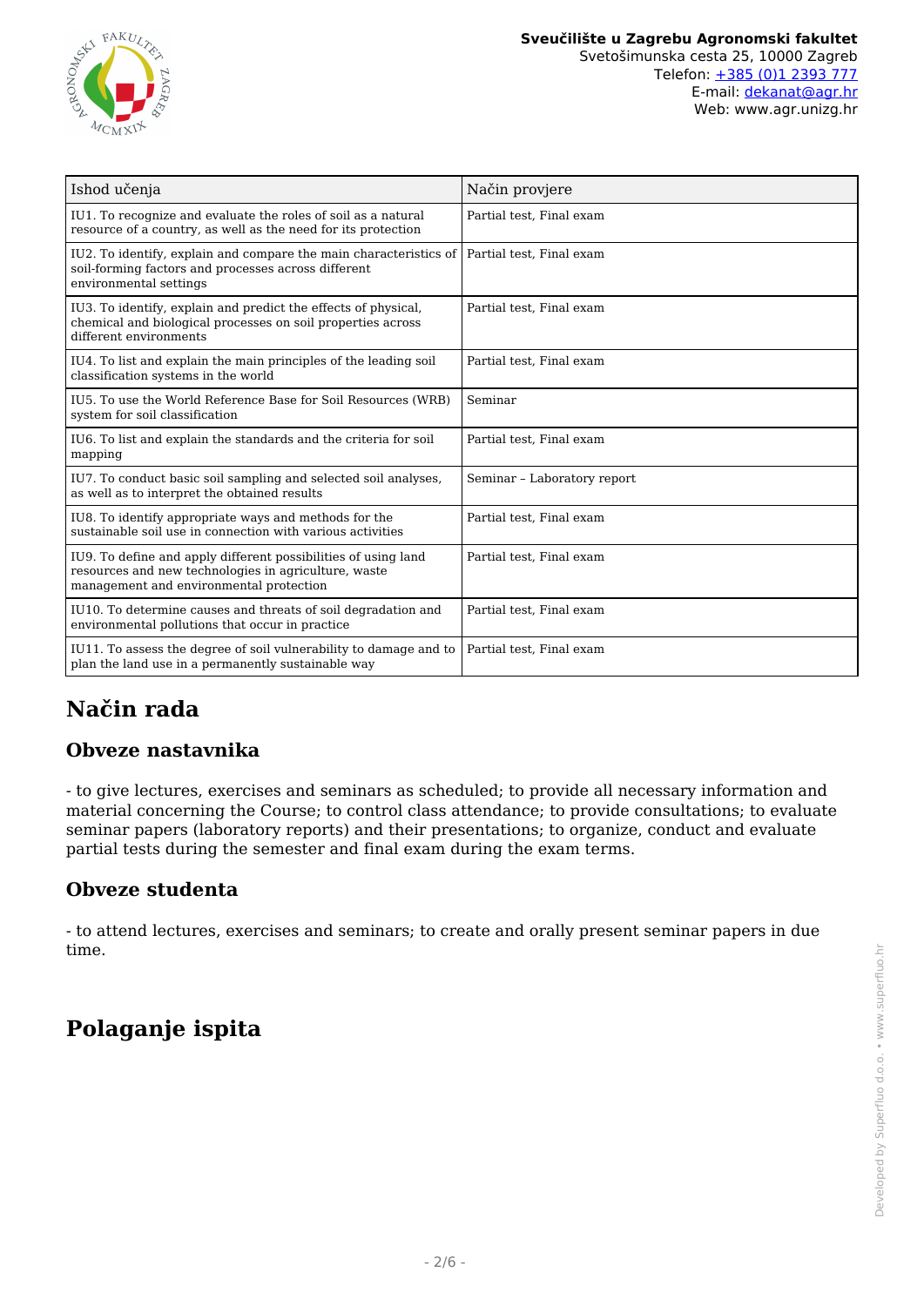| Ishod učenja | Način provjere |
| --- | --- |
| IU1. To recognize and evaluate the roles of soil as a natural resource of a country, as well as the need for its protection | Partial test, Final exam |
| IU2. To identify, explain and compare the main characteristics of soil-forming factors and processes across different environmental settings | Partial test, Final exam |
| IU3. To identify, explain and predict the effects of physical, chemical and biological processes on soil properties across different environments | Partial test, Final exam |
| IU4. To list and explain the main principles of the leading soil classification systems in the world | Partial test, Final exam |
| IU5. To use the World Reference Base for Soil Resources (WRB) system for soil classification | Seminar |
| IU6. To list and explain the standards and the criteria for soil mapping | Partial test, Final exam |
| IU7. To conduct basic soil sampling and selected soil analyses, as well as to interpret the obtained results | Seminar – Laboratory report |
| IU8. To identify appropriate ways and methods for the sustainable soil use in connection with various activities | Partial test, Final exam |
| IU9. To define and apply different possibilities of using land resources and new technologies in agriculture, waste management and environmental protection | Partial test, Final exam |
| IU10. To determine causes and threats of soil degradation and environmental pollutions that occur in practice | Partial test, Final exam |
| IU11. To assess the degree of soil vulnerability to damage and to plan the land use in a permanently sustainable way | Partial test, Final exam |

# Način rada

## Obveze nastavnika

- to give lectures, exercises and seminars as scheduled; to provide all necessary information and material concerning the Course; to control class attendance; to provide consultations; to evaluate seminar papers (laboratory reports) and their presentations; to organize, conduct and evaluate partial tests during the semester and final exam during the exam terms.

## Obveze studenta

- to attend lectures, exercises and seminars; to create and orally present seminar papers in due time.

# Polaganje ispita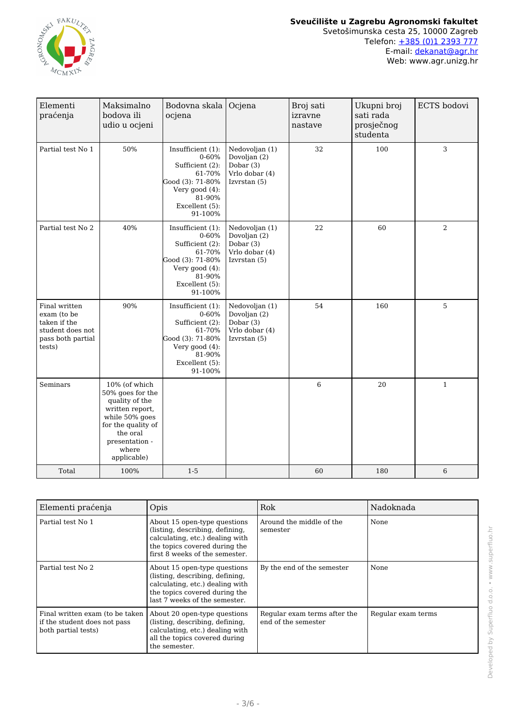| Elementi praćenja | Maksimalno bodova ili udio u ocjeni | Bodovna skala ocjena | Ocjena | Broj sati izravne nastave | Ukupni broj sati rada prosječnog studenta | ECTS bodovi |
|---|---|---|---|---|---|---|
| Partial test No 1 | 50% | Insufficient (1): 0-60% Sufficient (2): 61-70% Good (3): 71-80% Very good (4): 81-90% Excellent (5): 91-100% | Nedovoljan (1) Dovoljan (2) Dobar (3) Vrlo dobar (4) Izvrstan (5) | 32 | 100 | 3 |
| Partial test No 2 | 40% | Insufficient (1): 0-60% Sufficient (2): 61-70% Good (3): 71-80% Very good (4): 81-90% Excellent (5): 91-100% | Nedovoljan (1) Dovoljan (2) Dobar (3) Vrlo dobar (4) Izvrstan (5) | 22 | 60 | 2 |
| Final written exam (to be taken if the student does not pass both partial tests) | 90% | Insufficient (1): 0-60% Sufficient (2): 61-70% Good (3): 71-80% Very good (4): 81-90% Excellent (5): 91-100% | Nedovoljan (1) Dovoljan (2) Dobar (3) Vrlo dobar (4) Izvrstan (5) | 54 | 160 | 5 |
| Seminars | 10% (of which 50% goes for the quality of the written report, while 50% goes for the quality of the oral presentation - where applicable) | | | 6 | 20 | 1 |
| Total | 100% | 1-5 | | 60 | 180 | 6 |

| Elementi praćenja | Opis | Rok | Nadoknada |
|---|---|---|---|
| Partial test No 1 | About 15 open-type questions (listing, describing, defining, calculating, etc.) dealing with the topics covered during the first 8 weeks of the semester. | Around the middle of the semester | None |
| Partial test No 2 | About 15 open-type questions (listing, describing, defining, calculating, etc.) dealing with the topics covered during the last 7 weeks of the semester. | By the end of the semester | None |
| Final written exam (to be taken if the student does not pass both partial tests) | About 20 open-type questions (listing, describing, defining, calculating, etc.) dealing with all the topics covered during the semester. | Regular exam terms after the end of the semester | Regular exam terms |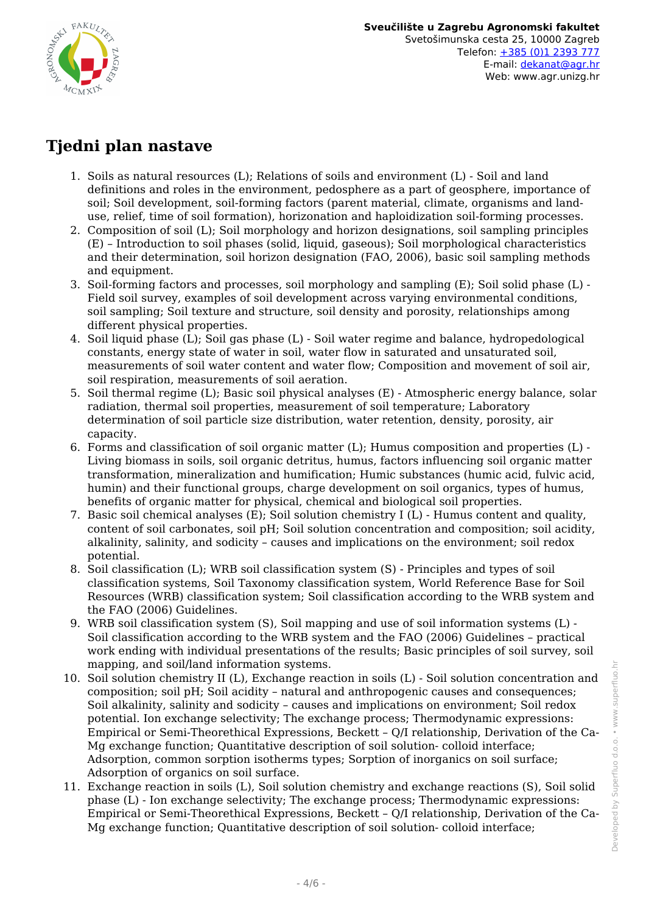## Tjedni plan nastave

1. Soils as natural resources (L); Relations of soils and environment (L) - Soil and land definitions and roles in the environment, pedosphere as a part of geosphere, importance of soil; Soil development, soil-forming factors (parent material, climate, organisms and land-use, relief, time of soil formation), horizonation and haploidization soil-forming processes.
2. Composition of soil (L); Soil morphology and horizon designations, soil sampling principles (E) – Introduction to soil phases (solid, liquid, gaseous); Soil morphological characteristics and their determination, soil horizon designation (FAO, 2006), basic soil sampling methods and equipment.
3. Soil-forming factors and processes, soil morphology and sampling (E); Soil solid phase (L) - Field soil survey, examples of soil development across varying environmental conditions, soil sampling; Soil texture and structure, soil density and porosity, relationships among different physical properties.
4. Soil liquid phase (L); Soil gas phase (L) - Soil water regime and balance, hydropedological constants, energy state of water in soil, water flow in saturated and unsaturated soil, measurements of soil water content and water flow; Composition and movement of soil air, soil respiration, measurements of soil aeration.
5. Soil thermal regime (L); Basic soil physical analyses (E) - Atmospheric energy balance, solar radiation, thermal soil properties, measurement of soil temperature; Laboratory determination of soil particle size distribution, water retention, density, porosity, air capacity.
6. Forms and classification of soil organic matter (L); Humus composition and properties (L) - Living biomass in soils, soil organic detritus, humus, factors influencing soil organic matter transformation, mineralization and humification; Humic substances (humic acid, fulvic acid, humin) and their functional groups, charge development on soil organics, types of humus, benefits of organic matter for physical, chemical and biological soil properties.
7. Basic soil chemical analyses (E); Soil solution chemistry I (L) - Humus content and quality, content of soil carbonates, soil pH; Soil solution concentration and composition; soil acidity, alkalinity, salinity, and sodicity – causes and implications on the environment; soil redox potential.
8. Soil classification (L); WRB soil classification system (S) - Principles and types of soil classification systems, Soil Taxonomy classification system, World Reference Base for Soil Resources (WRB) classification system; Soil classification according to the WRB system and the FAO (2006) Guidelines.
9. WRB soil classification system (S), Soil mapping and use of soil information systems (L) - Soil classification according to the WRB system and the FAO (2006) Guidelines – practical work ending with individual presentations of the results; Basic principles of soil survey, soil mapping, and soil/land information systems.
10. Soil solution chemistry II (L), Exchange reaction in soils (L) - Soil solution concentration and composition; soil pH; Soil acidity – natural and anthropogenic causes and consequences; Soil alkalinity, salinity and sodicity – causes and implications on environment; Soil redox potential. Ion exchange selectivity; The exchange process; Thermodynamic expressions: Empirical or Semi-Theorethical Expressions, Beckett – Q/I relationship, Derivation of the Ca-Mg exchange function; Quantitative description of soil solution- colloid interface; Adsorption, common sorption isotherms types; Sorption of inorganics on soil surface; Adsorption of organics on soil surface.
11. Exchange reaction in soils (L), Soil solution chemistry and exchange reactions (S), Soil solid phase (L) - Ion exchange selectivity; The exchange process; Thermodynamic expressions: Empirical or Semi-Theorethical Expressions, Beckett – Q/I relationship, Derivation of the Ca-Mg exchange function; Quantitative description of soil solution- colloid interface;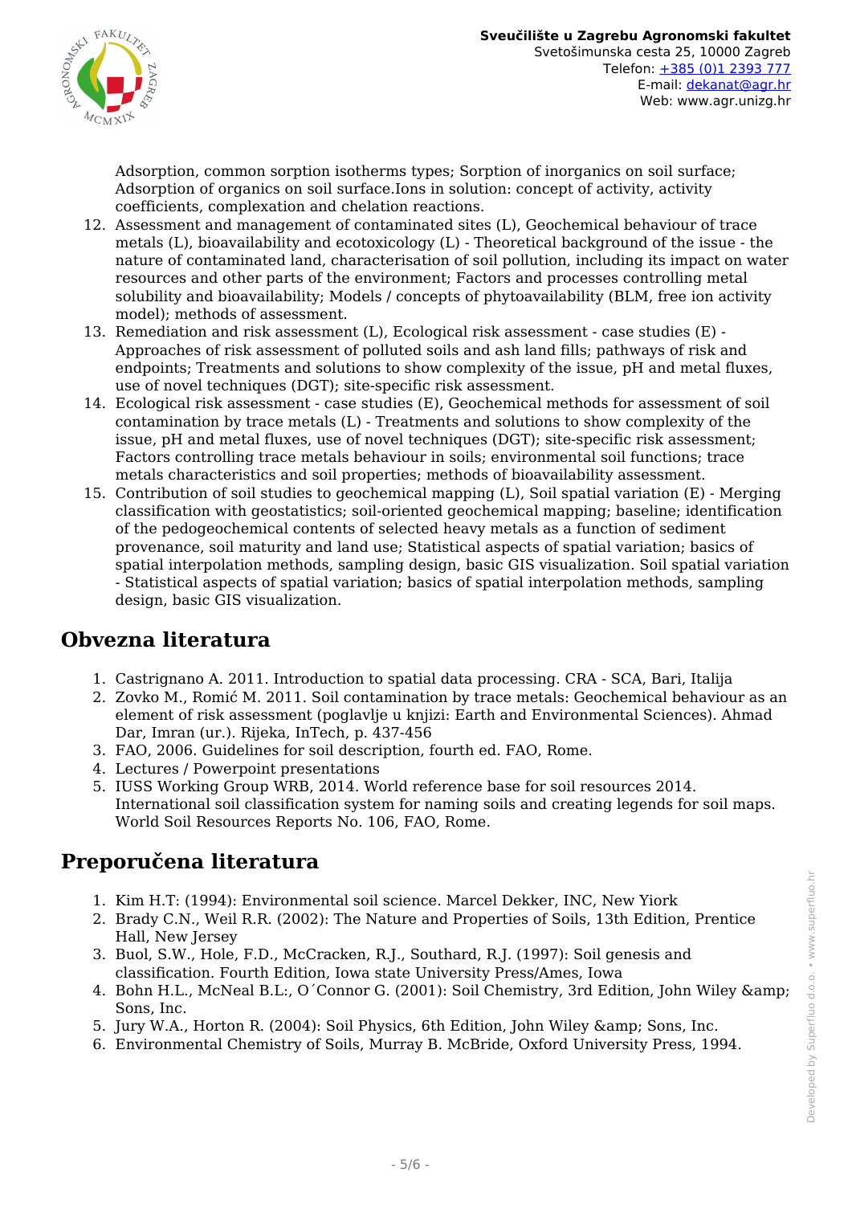Adsorption, common sorption isotherms types; Sorption of inorganics on soil surface; Adsorption of organics on soil surface.Ions in solution: concept of activity, activity coefficients, complexation and chelation reactions.

12. Assessment and management of contaminated sites (L), Geochemical behaviour of trace metals (L), bioavailability and ecotoxicology (L) - Theoretical background of the issue - the nature of contaminated land, characterisation of soil pollution, including its impact on water resources and other parts of the environment; Factors and processes controlling metal solubility and bioavailability; Models / concepts of phytoavailability (BLM, free ion activity model); methods of assessment.
13. Remediation and risk assessment (L), Ecological risk assessment - case studies (E) - Approaches of risk assessment of polluted soils and ash land fills; pathways of risk and endpoints; Treatments and solutions to show complexity of the issue, pH and metal fluxes, use of novel techniques (DGT); site-specific risk assessment.
14. Ecological risk assessment - case studies (E), Geochemical methods for assessment of soil contamination by trace metals (L) - Treatments and solutions to show complexity of the issue, pH and metal fluxes, use of novel techniques (DGT); site-specific risk assessment; Factors controlling trace metals behaviour in soils; environmental soil functions; trace metals characteristics and soil properties; methods of bioavailability assessment.
15. Contribution of soil studies to geochemical mapping (L), Soil spatial variation (E) - Merging classification with geostatistics; soil-oriented geochemical mapping; baseline; identification of the pedogeochemical contents of selected heavy metals as a function of sediment provenance, soil maturity and land use; Statistical aspects of spatial variation; basics of spatial interpolation methods, sampling design, basic GIS visualization. Soil spatial variation - Statistical aspects of spatial variation; basics of spatial interpolation methods, sampling design, basic GIS visualization.

## Obvezna literatura

1. Castrignano A. 2011. Introduction to spatial data processing. CRA - SCA, Bari, Italija
2. Zovko M., Romić M. 2011. Soil contamination by trace metals: Geochemical behaviour as an element of risk assessment (poglavlje u knjizi: Earth and Environmental Sciences). Ahmad Dar, Imran (ur.). Rijeka, InTech, p. 437-456
3. FAO, 2006. Guidelines for soil description, fourth ed. FAO, Rome.
4. Lectures / Powerpoint presentations
5. IUSS Working Group WRB, 2014. World reference base for soil resources 2014. International soil classification system for naming soils and creating legends for soil maps. World Soil Resources Reports No. 106, FAO, Rome.

## Preporučena literatura

1. Kim H.T: (1994): Environmental soil science. Marcel Dekker, INC, New Yiork
2. Brady C.N., Weil R.R. (2002): The Nature and Properties of Soils, 13th Edition, Prentice Hall, New Jersey
3. Buol, S.W., Hole, F.D., McCracken, R.J., Southard, R.J. (1997): Soil genesis and classification. Fourth Edition, Iowa state University Press/Ames, Iowa
4. Bohn H.L., McNeal B.L:, O´Connor G. (2001): Soil Chemistry, 3rd Edition, John Wiley &amp; Sons, Inc.
5. Jury W.A., Horton R. (2004): Soil Physics, 6th Edition, John Wiley &amp; Sons, Inc.
6. Environmental Chemistry of Soils, Murray B. McBride, Oxford University Press, 1994.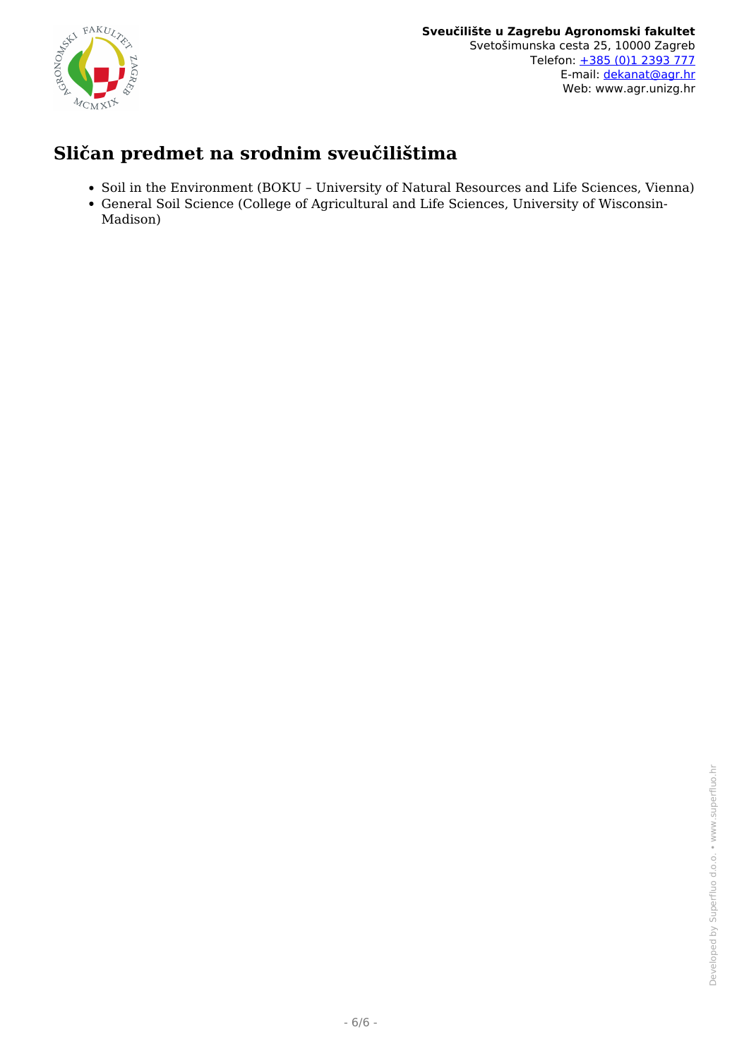## Sličan predmet na srodnim sveučilištima

- Soil in the Environment (BOKU – University of Natural Resources and Life Sciences, Vienna)
- General Soil Science (College of Agricultural and Life Sciences, University of Wisconsin-Madison)